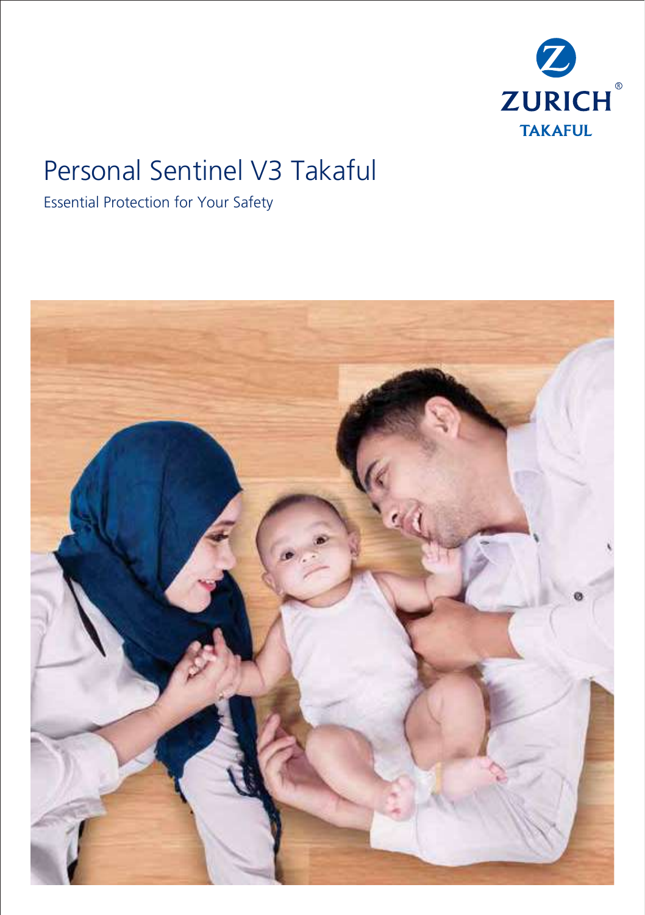ZURICH®
TAKAFUL

# Personal Sentinel V3 Takaful

Essential Protection for Your Safety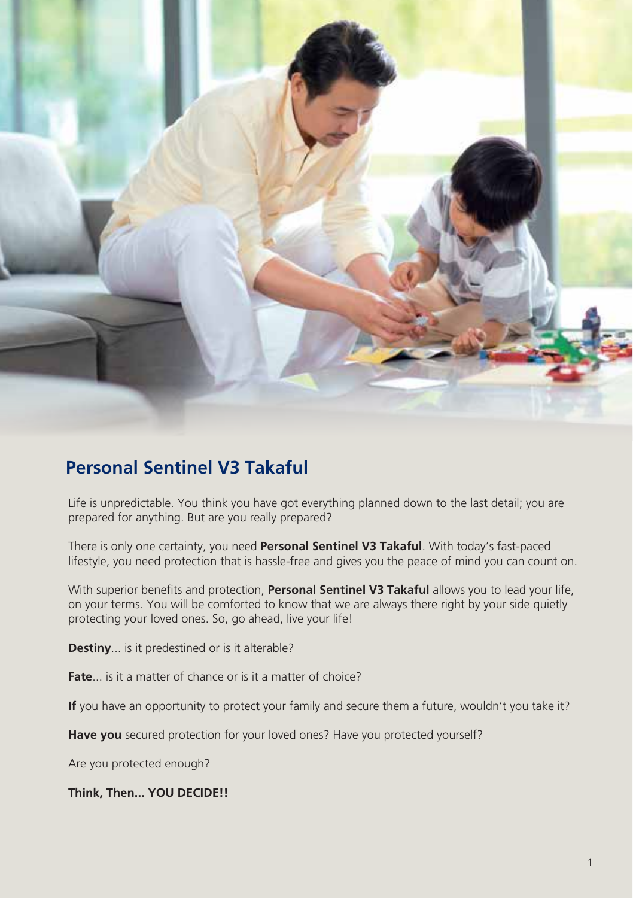## Personal Sentinel V3 Takaful

Life is unpredictable. You think you have got everything planned down to the last detail; you are prepared for anything. But are you really prepared?

There is only one certainty, you need **Personal Sentinel V3 Takaful**. With today's fast-paced lifestyle, you need protection that is hassle-free and gives you the peace of mind you can count on.

With superior benefits and protection, **Personal Sentinel V3 Takaful** allows you to lead your life, on your terms. You will be comforted to know that we are always there right by your side quietly protecting your loved ones. So, go ahead, live your life!

**Destiny**... is it predestined or is it alterable?

**Fate**... is it a matter of chance or is it a matter of choice?

**If** you have an opportunity to protect your family and secure them a future, wouldn't you take it?

**Have you** secured protection for your loved ones? Have you protected yourself?

Are you protected enough?

**Think, Then... YOU DECIDE!!**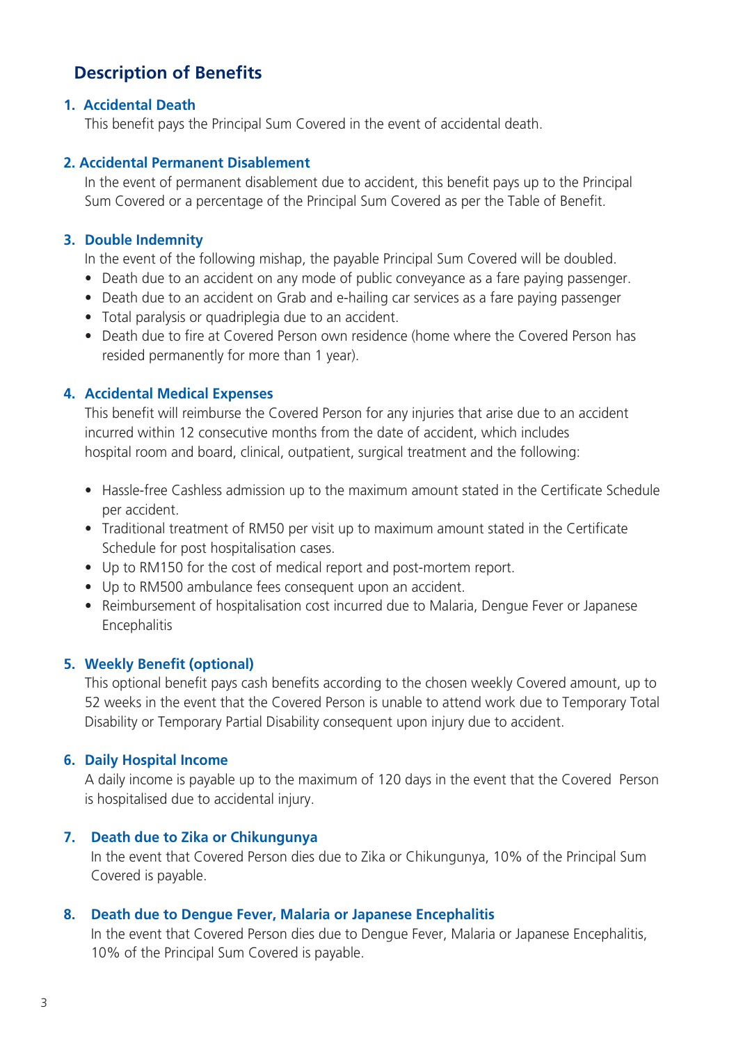## Description of Benefits

### 1. Accidental Death

This benefit pays the Principal Sum Covered in the event of accidental death.

### 2. Accidental Permanent Disablement

In the event of permanent disablement due to accident, this benefit pays up to the Principal Sum Covered or a percentage of the Principal Sum Covered as per the Table of Benefit.

### 3. Double Indemnity

In the event of the following mishap, the payable Principal Sum Covered will be doubled.

- Death due to an accident on any mode of public conveyance as a fare paying passenger.
- Death due to an accident on Grab and e-hailing car services as a fare paying passenger
- Total paralysis or quadriplegia due to an accident.
- Death due to fire at Covered Person own residence (home where the Covered Person has resided permanently for more than 1 year).

### 4. Accidental Medical Expenses

This benefit will reimburse the Covered Person for any injuries that arise due to an accident incurred within 12 consecutive months from the date of accident, which includes hospital room and board, clinical, outpatient, surgical treatment and the following:

- Hassle-free Cashless admission up to the maximum amount stated in the Certificate Schedule per accident.
- Traditional treatment of RM50 per visit up to maximum amount stated in the Certificate Schedule for post hospitalisation cases.
- Up to RM150 for the cost of medical report and post-mortem report.
- Up to RM500 ambulance fees consequent upon an accident.
- Reimbursement of hospitalisation cost incurred due to Malaria, Dengue Fever or Japanese Encephalitis

### 5. Weekly Benefit (optional)

This optional benefit pays cash benefits according to the chosen weekly Covered amount, up to 52 weeks in the event that the Covered Person is unable to attend work due to Temporary Total Disability or Temporary Partial Disability consequent upon injury due to accident.

### 6. Daily Hospital Income

A daily income is payable up to the maximum of 120 days in the event that the Covered Person is hospitalised due to accidental injury.

### 7. Death due to Zika or Chikungunya

In the event that Covered Person dies due to Zika or Chikungunya, 10% of the Principal Sum Covered is payable.

### 8. Death due to Dengue Fever, Malaria or Japanese Encephalitis

In the event that Covered Person dies due to Dengue Fever, Malaria or Japanese Encephalitis, 10% of the Principal Sum Covered is payable.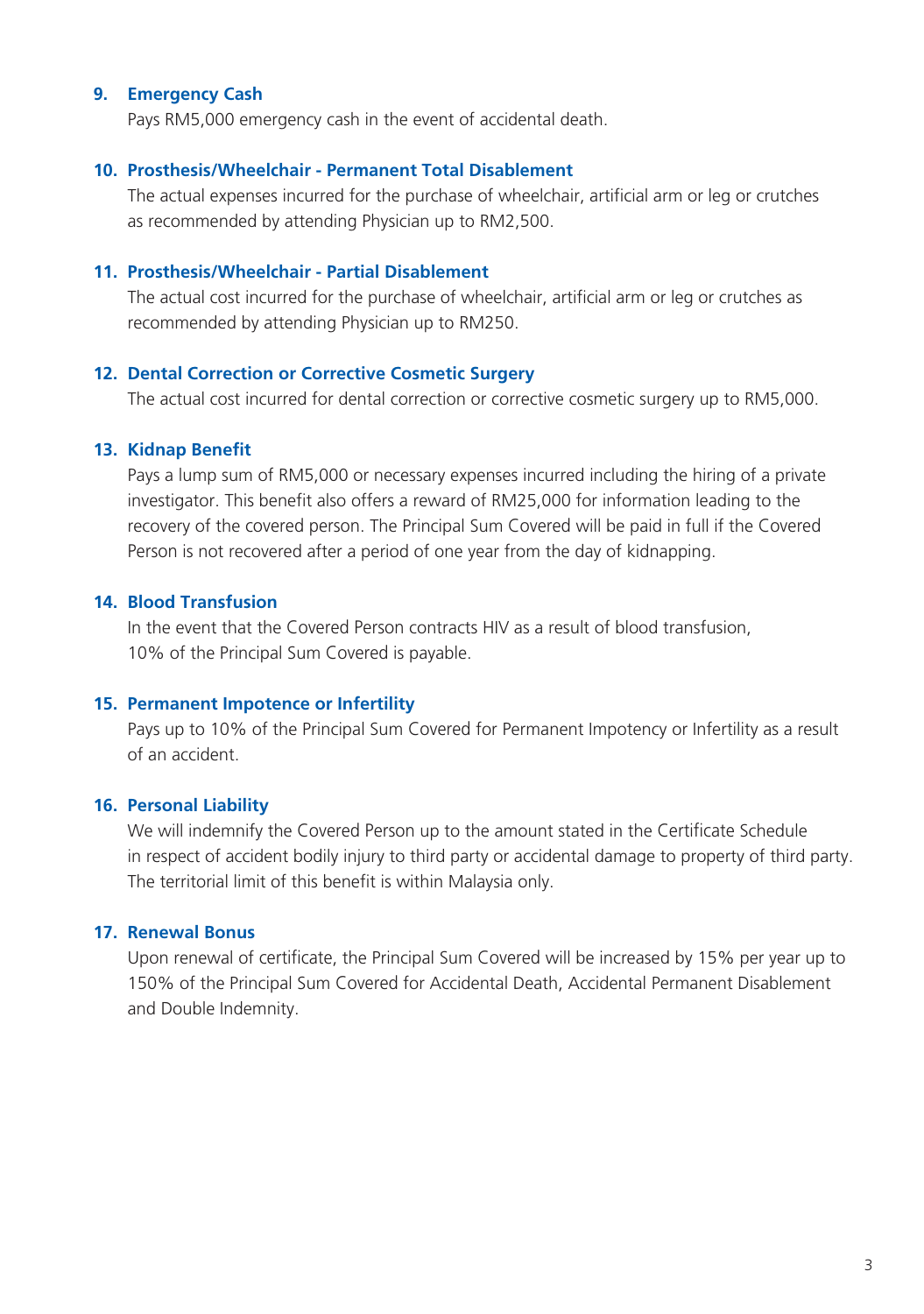### 9. Emergency Cash

Pays RM5,000 emergency cash in the event of accidental death.

### 10. Prosthesis/Wheelchair - Permanent Total Disablement

The actual expenses incurred for the purchase of wheelchair, artificial arm or leg or crutches as recommended by attending Physician up to RM2,500.

### 11. Prosthesis/Wheelchair - Partial Disablement

The actual cost incurred for the purchase of wheelchair, artificial arm or leg or crutches as recommended by attending Physician up to RM250.

### 12. Dental Correction or Corrective Cosmetic Surgery

The actual cost incurred for dental correction or corrective cosmetic surgery up to RM5,000.

### 13. Kidnap Benefit

Pays a lump sum of RM5,000 or necessary expenses incurred including the hiring of a private investigator. This benefit also offers a reward of RM25,000 for information leading to the recovery of the covered person. The Principal Sum Covered will be paid in full if the Covered Person is not recovered after a period of one year from the day of kidnapping.

### 14. Blood Transfusion

In the event that the Covered Person contracts HIV as a result of blood transfusion, 10% of the Principal Sum Covered is payable.

### 15. Permanent Impotence or Infertility

Pays up to 10% of the Principal Sum Covered for Permanent Impotency or Infertility as a result of an accident.

### 16. Personal Liability

We will indemnify the Covered Person up to the amount stated in the Certificate Schedule in respect of accident bodily injury to third party or accidental damage to property of third party. The territorial limit of this benefit is within Malaysia only.

### 17. Renewal Bonus

Upon renewal of certificate, the Principal Sum Covered will be increased by 15% per year up to 150% of the Principal Sum Covered for Accidental Death, Accidental Permanent Disablement and Double Indemnity.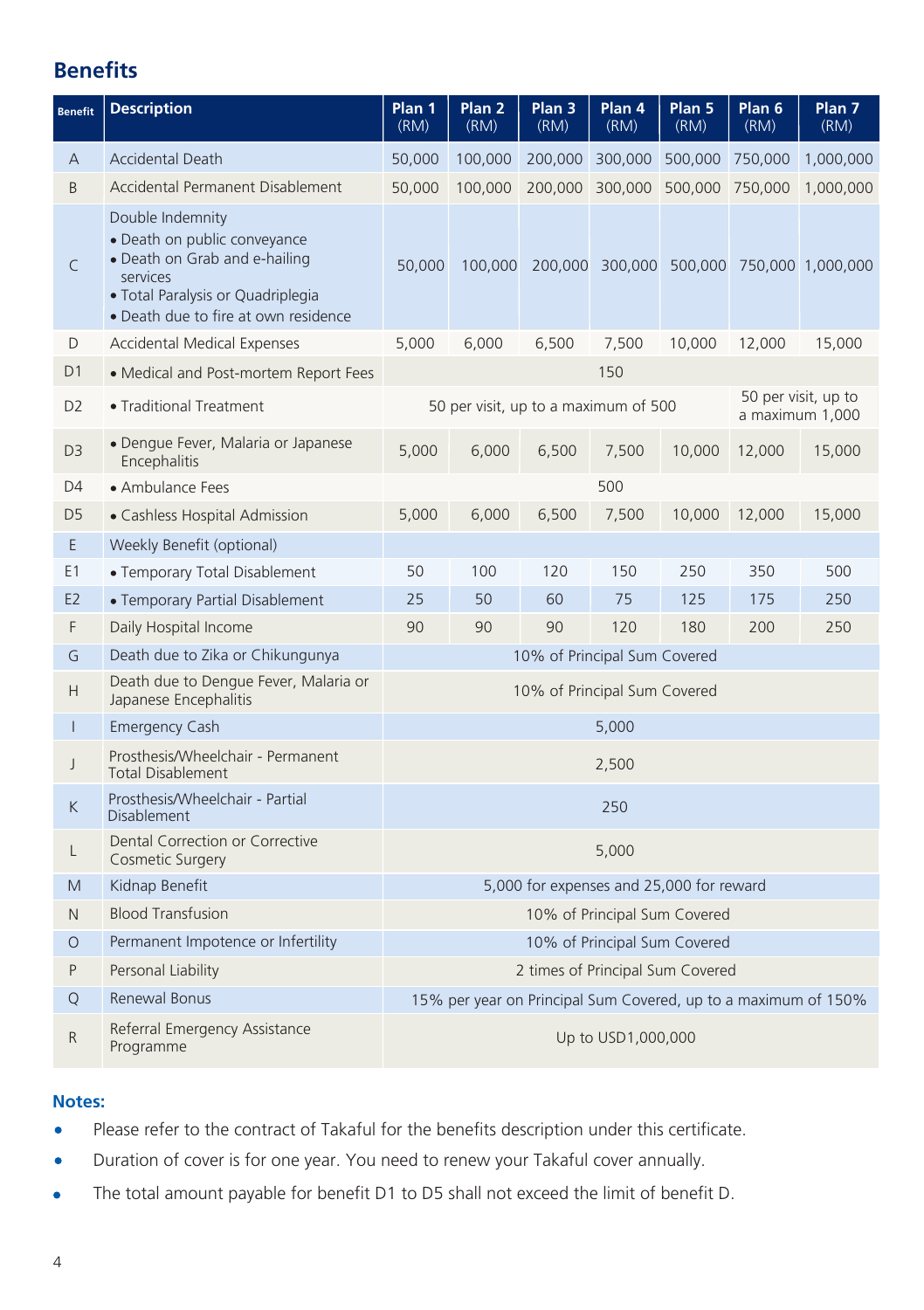## Benefits

| Benefit | Description | Plan 1 (RM) | Plan 2 (RM) | Plan 3 (RM) | Plan 4 (RM) | Plan 5 (RM) | Plan 6 (RM) | Plan 7 (RM) |
|---|---|---|---|---|---|---|---|---|
| A | Accidental Death | 50,000 | 100,000 | 200,000 | 300,000 | 500,000 | 750,000 | 1,000,000 |
| B | Accidental Permanent Disablement | 50,000 | 100,000 | 200,000 | 300,000 | 500,000 | 750,000 | 1,000,000 |
| C | Double Indemnity<br>• Death on public conveyance<br>• Death on Grab and e-hailing services<br>• Total Paralysis or Quadriplegia<br>• Death due to fire at own residence | 50,000 | 100,000 | 200,000 | 300,000 | 500,000 | 750,000 | 1,000,000 |
| D | Accidental Medical Expenses | 5,000 | 6,000 | 6,500 | 7,500 | 10,000 | 12,000 | 15,000 |
| D1 | • Medical and Post-mortem Report Fees | 150 | | | | | | |
| D2 | • Traditional Treatment | 50 per visit, up to a maximum of 500 | | | | | 50 per visit, up to a maximum 1,000 | |
| D3 | • Dengue Fever, Malaria or Japanese Encephalitis | 5,000 | 6,000 | 6,500 | 7,500 | 10,000 | 12,000 | 15,000 |
| D4 | • Ambulance Fees | 500 | | | | | | |
| D5 | • Cashless Hospital Admission | 5,000 | 6,000 | 6,500 | 7,500 | 10,000 | 12,000 | 15,000 |
| E | Weekly Benefit (optional) | | | | | | | |
| E1 | • Temporary Total Disablement | 50 | 100 | 120 | 150 | 250 | 350 | 500 |
| E2 | • Temporary Partial Disablement | 25 | 50 | 60 | 75 | 125 | 175 | 250 |
| F | Daily Hospital Income | 90 | 90 | 90 | 120 | 180 | 200 | 250 |
| G | Death due to Zika or Chikungunya | 10% of Principal Sum Covered | | | | | | |
| H | Death due to Dengue Fever, Malaria or Japanese Encephalitis | 10% of Principal Sum Covered | | | | | | |
| I | Emergency Cash | 5,000 | | | | | | |
| J | Prosthesis/Wheelchair - Permanent Total Disablement | 2,500 | | | | | | |
| K | Prosthesis/Wheelchair - Partial Disablement | 250 | | | | | | |
| L | Dental Correction or Corrective Cosmetic Surgery | 5,000 | | | | | | |
| M | Kidnap Benefit | 5,000 for expenses and 25,000 for reward | | | | | | |
| N | Blood Transfusion | 10% of Principal Sum Covered | | | | | | |
| O | Permanent Impotence or Infertility | 10% of Principal Sum Covered | | | | | | |
| P | Personal Liability | 2 times of Principal Sum Covered | | | | | | |
| Q | Renewal Bonus | 15% per year on Principal Sum Covered, up to a maximum of 150% | | | | | | |
| R | Referral Emergency Assistance Programme | Up to USD1,000,000 | | | | | | |

### Notes:

- Please refer to the contract of Takaful for the benefits description under this certificate.
- Duration of cover is for one year. You need to renew your Takaful cover annually.
- The total amount payable for benefit D1 to D5 shall not exceed the limit of benefit D.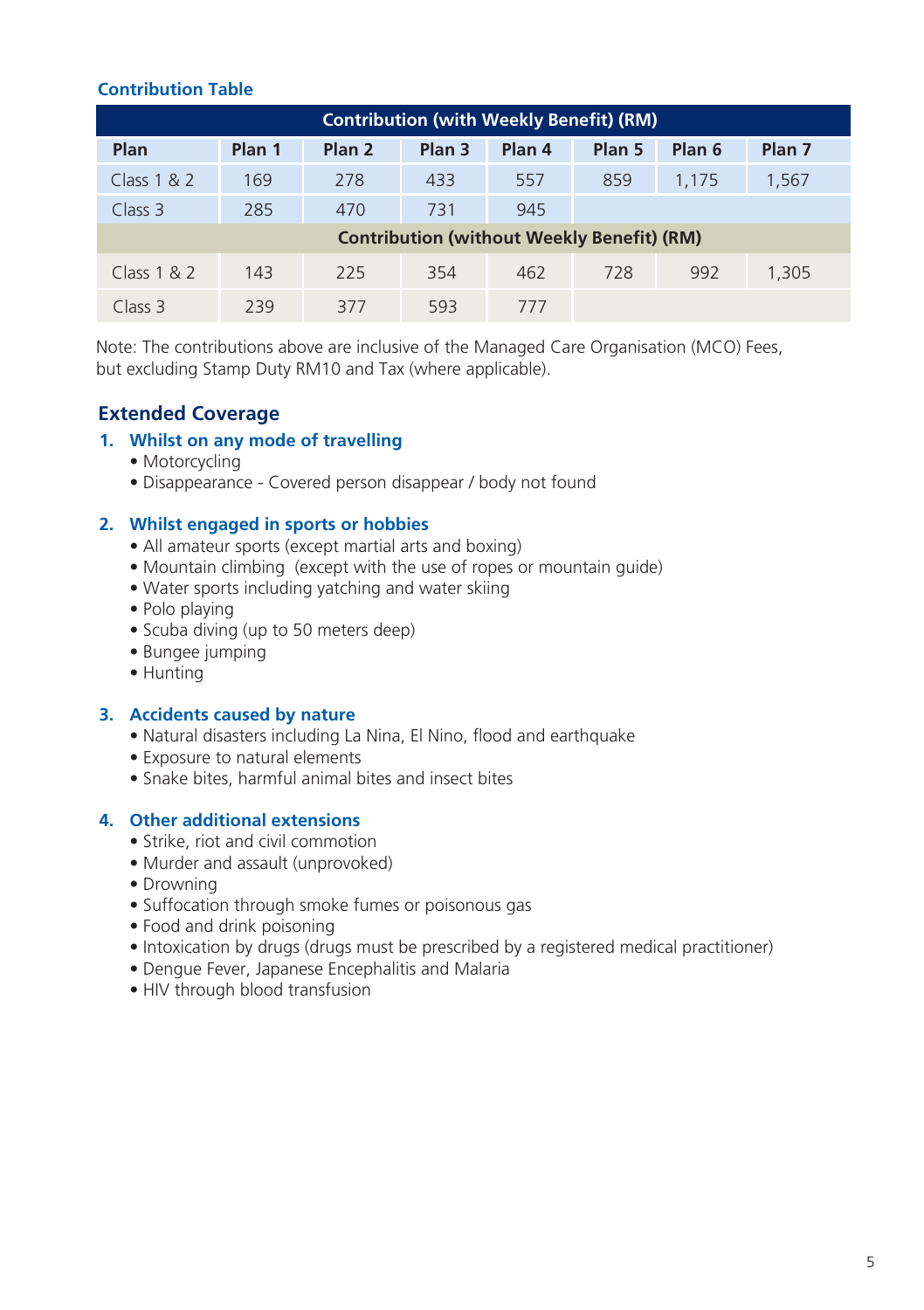### Contribution Table

| Plan | Plan 1 | Plan 2 | Plan 3 | Plan 4 | Plan 5 | Plan 6 | Plan 7 |
|---|---|---|---|---|---|---|---|
| **Contribution (with Weekly Benefit) (RM)** | | | | | | | |
| Class 1 & 2 | 169 | 278 | 433 | 557 | 859 | 1,175 | 1,567 |
| Class 3 | 285 | 470 | 731 | 945 | | | |
| **Contribution (without Weekly Benefit) (RM)** | | | | | | | |
| Class 1 & 2 | 143 | 225 | 354 | 462 | 728 | 992 | 1,305 |
| Class 3 | 239 | 377 | 593 | 777 | | | |

Note: The contributions above are inclusive of the Managed Care Organisation (MCO) Fees, but excluding Stamp Duty RM10 and Tax (where applicable).

## Extended Coverage

1. **Whilst on any mode of travelling**
   - Motorcycling
   - Disappearance - Covered person disappear / body not found

2. **Whilst engaged in sports or hobbies**
   - All amateur sports (except martial arts and boxing)
   - Mountain climbing (except with the use of ropes or mountain guide)
   - Water sports including yatching and water skiing
   - Polo playing
   - Scuba diving (up to 50 meters deep)
   - Bungee jumping
   - Hunting

3. **Accidents caused by nature**
   - Natural disasters including La Nina, El Nino, flood and earthquake
   - Exposure to natural elements
   - Snake bites, harmful animal bites and insect bites

4. **Other additional extensions**
   - Strike, riot and civil commotion
   - Murder and assault (unprovoked)
   - Drowning
   - Suffocation through smoke fumes or poisonous gas
   - Food and drink poisoning
   - Intoxication by drugs (drugs must be prescribed by a registered medical practitioner)
   - Dengue Fever, Japanese Encephalitis and Malaria
   - HIV through blood transfusion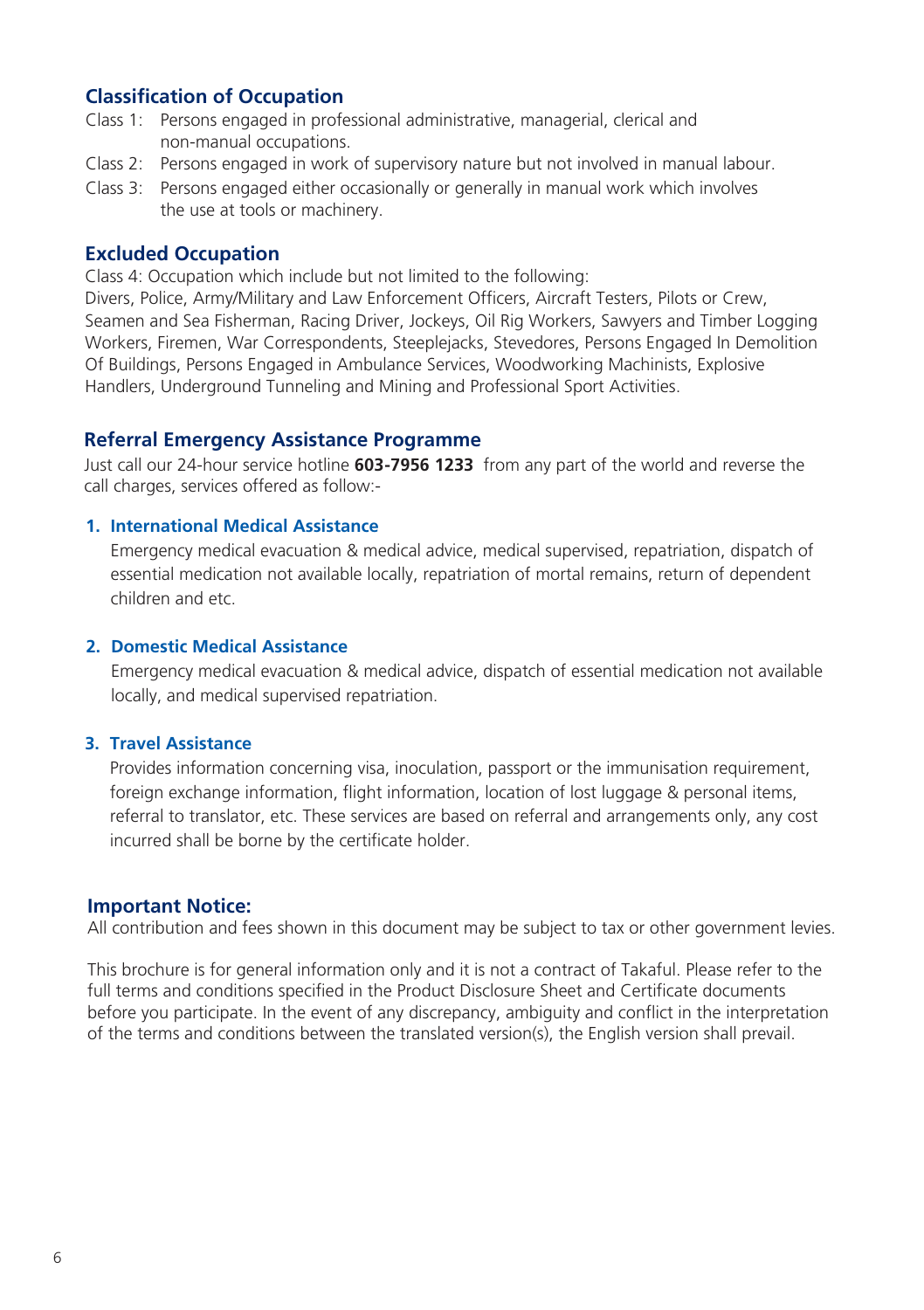## Classification of Occupation

Class 1: Persons engaged in professional administrative, managerial, clerical and non-manual occupations.

Class 2: Persons engaged in work of supervisory nature but not involved in manual labour.

Class 3: Persons engaged either occasionally or generally in manual work which involves the use at tools or machinery.

## Excluded Occupation

Class 4: Occupation which include but not limited to the following:
Divers, Police, Army/Military and Law Enforcement Officers, Aircraft Testers, Pilots or Crew, Seamen and Sea Fisherman, Racing Driver, Jockeys, Oil Rig Workers, Sawyers and Timber Logging Workers, Firemen, War Correspondents, Steeplejacks, Stevedores, Persons Engaged In Demolition Of Buildings, Persons Engaged in Ambulance Services, Woodworking Machinists, Explosive Handlers, Underground Tunneling and Mining and Professional Sport Activities.

## Referral Emergency Assistance Programme

Just call our 24-hour service hotline **603-7956 1233** from any part of the world and reverse the call charges, services offered as follow:-

### 1. International Medical Assistance

Emergency medical evacuation & medical advice, medical supervised, repatriation, dispatch of essential medication not available locally, repatriation of mortal remains, return of dependent children and etc.

### 2. Domestic Medical Assistance

Emergency medical evacuation & medical advice, dispatch of essential medication not available locally, and medical supervised repatriation.

### 3. Travel Assistance

Provides information concerning visa, inoculation, passport or the immunisation requirement, foreign exchange information, flight information, location of lost luggage & personal items, referral to translator, etc. These services are based on referral and arrangements only, any cost incurred shall be borne by the certificate holder.

## Important Notice:

All contribution and fees shown in this document may be subject to tax or other government levies.

This brochure is for general information only and it is not a contract of Takaful. Please refer to the full terms and conditions specified in the Product Disclosure Sheet and Certificate documents before you participate. In the event of any discrepancy, ambiguity and conflict in the interpretation of the terms and conditions between the translated version(s), the English version shall prevail.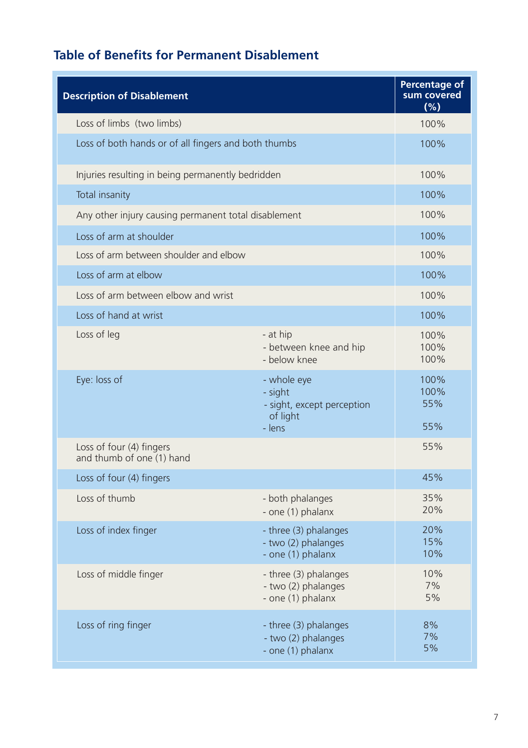## Table of Benefits for Permanent Disablement

| Description of Disablement | | Percentage of sum covered (%) |
|---|---|---|
| Loss of limbs (two limbs) | | 100% |
| Loss of both hands or of all fingers and both thumbs | | 100% |
| Injuries resulting in being permanently bedridden | | 100% |
| Total insanity | | 100% |
| Any other injury causing permanent total disablement | | 100% |
| Loss of arm at shoulder | | 100% |
| Loss of arm between shoulder and elbow | | 100% |
| Loss of arm at elbow | | 100% |
| Loss of arm between elbow and wrist | | 100% |
| Loss of hand at wrist | | 100% |
| Loss of leg | - at hip | 100% |
| | - between knee and hip | 100% |
| | - below knee | 100% |
| Eye: loss of | - whole eye | 100% |
| | - sight | 100% |
| | - sight, except perception of light | 55% |
| | - lens | 55% |
| Loss of four (4) fingers and thumb of one (1) hand | | 55% |
| Loss of four (4) fingers | | 45% |
| Loss of thumb | - both phalanges | 35% |
| | - one (1) phalanx | 20% |
| Loss of index finger | - three (3) phalanges | 20% |
| | - two (2) phalanges | 15% |
| | - one (1) phalanx | 10% |
| Loss of middle finger | - three (3) phalanges | 10% |
| | - two (2) phalanges | 7% |
| | - one (1) phalanx | 5% |
| Loss of ring finger | - three (3) phalanges | 8% |
| | - two (2) phalanges | 7% |
| | - one (1) phalanx | 5% |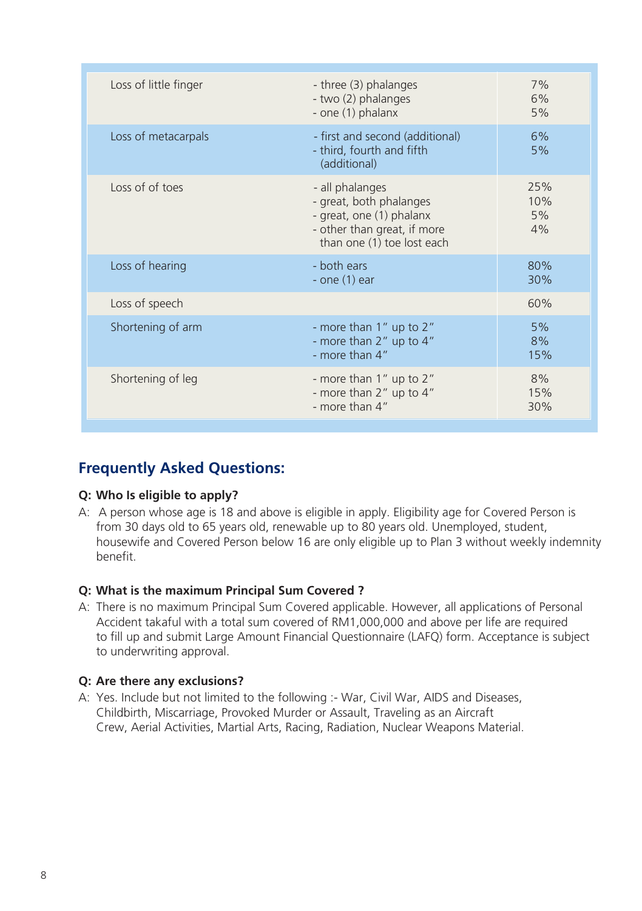| | | |
|---|---|---|
| Loss of little finger | - three (3) phalanges<br>- two (2) phalanges<br>- one (1) phalanx | 7%<br>6%<br>5% |
| Loss of metacarpals | - first and second (additional)<br>- third, fourth and fifth (additional) | 6%<br>5% |
| Loss of of toes | - all phalanges<br>- great, both phalanges<br>- great, one (1) phalanx<br>- other than great, if more than one (1) toe lost each | 25%<br>10%<br>5%<br>4% |
| Loss of hearing | - both ears<br>- one (1) ear | 80%<br>30% |
| Loss of speech | | 60% |
| Shortening of arm | - more than 1" up to 2"<br>- more than 2" up to 4"<br>- more than 4" | 5%<br>8%<br>15% |
| Shortening of leg | - more than 1" up to 2"<br>- more than 2" up to 4"<br>- more than 4" | 8%<br>15%<br>30% |

## Frequently Asked Questions:

**Q: Who Is eligible to apply?**

A: A person whose age is 18 and above is eligible in apply. Eligibility age for Covered Person is from 30 days old to 65 years old, renewable up to 80 years old. Unemployed, student, housewife and Covered Person below 16 are only eligible up to Plan 3 without weekly indemnity benefit.

**Q: What is the maximum Principal Sum Covered ?**

A: There is no maximum Principal Sum Covered applicable. However, all applications of Personal Accident takaful with a total sum covered of RM1,000,000 and above per life are required to fill up and submit Large Amount Financial Questionnaire (LAFQ) form. Acceptance is subject to underwriting approval.

**Q: Are there any exclusions?**

A: Yes. Include but not limited to the following :- War, Civil War, AIDS and Diseases, Childbirth, Miscarriage, Provoked Murder or Assault, Traveling as an Aircraft Crew, Aerial Activities, Martial Arts, Racing, Radiation, Nuclear Weapons Material.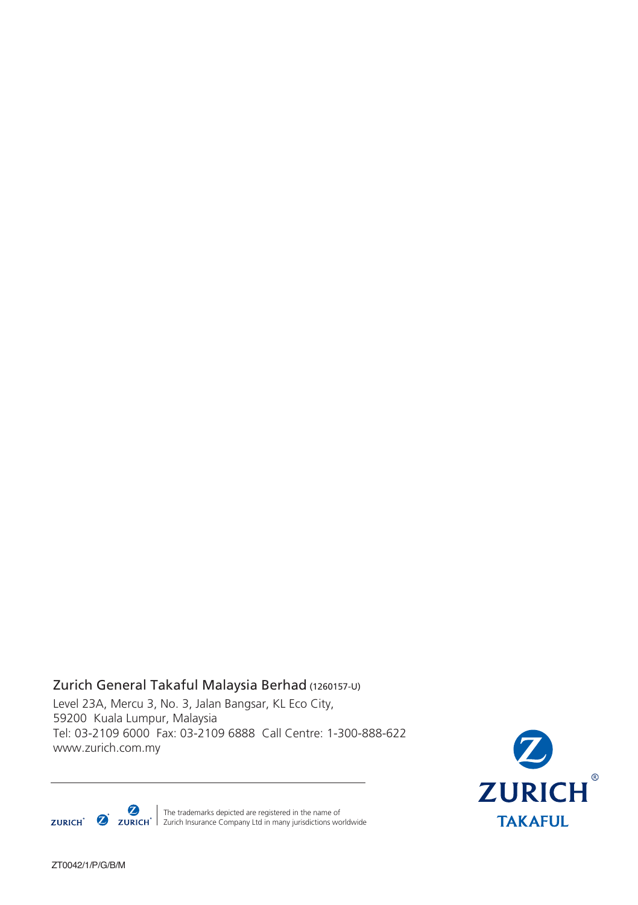Zurich General Takaful Malaysia Berhad (1260157-U)

Level 23A, Mercu 3, No. 3, Jalan Bangsar, KL Eco City,
59200 Kuala Lumpur, Malaysia
Tel: 03-2109 6000 Fax: 03-2109 6888 Call Centre: 1-300-888-622
www.zurich.com.my

ZURICH ZURICH

The trademarks depicted are registered in the name of Zurich Insurance Company Ltd in many jurisdictions worldwide

ZURICH®
TAKAFUL

ZT0042/1/P/G/B/M